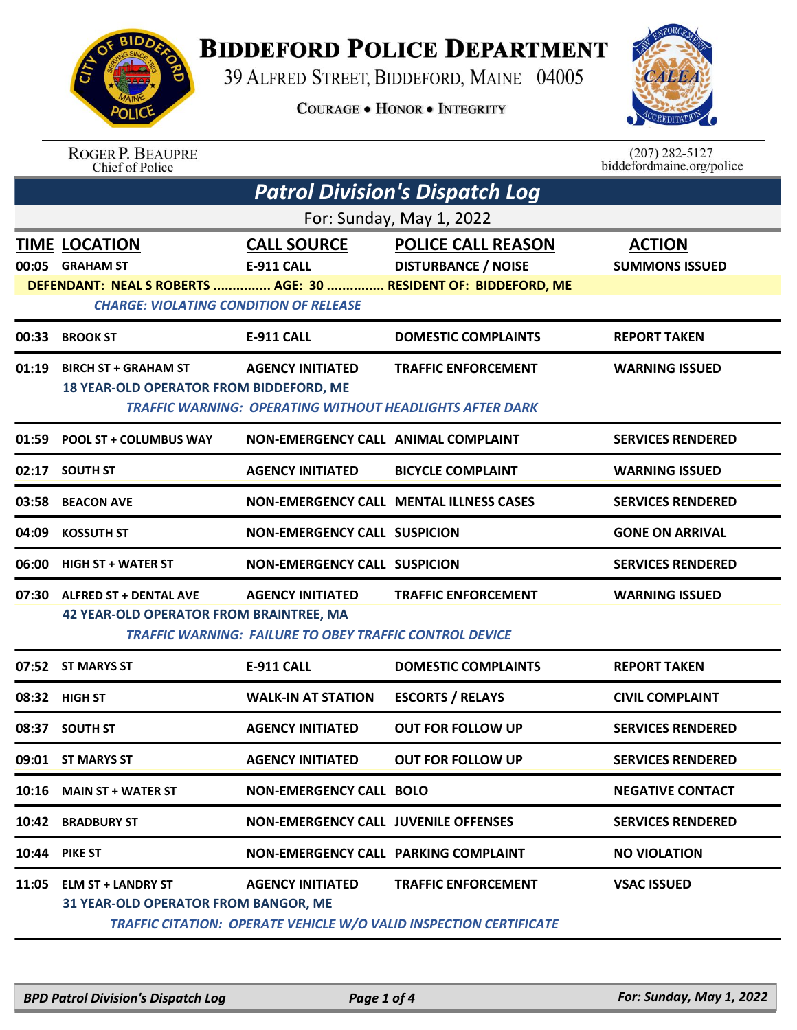# BIDDEFORD POLICE DEPARTMENT

39 ALFRED STREET, BIDDEFORD, MAINE 04005

COURAGE • HONOR • INTEGRITY

ROGER P. BEAUPRE
Chief of Police

(207) 282-5127
biddefordmaine.org/police

## *Patrol Division's Dispatch Log*

For: Sunday, May 1, 2022

| TIME | LOCATION | CALL SOURCE | POLICE CALL REASON | ACTION |
|---|---|---|---|---|
| 00:05 | GRAHAM ST | E-911 CALL | DISTURBANCE / NOISE | SUMMONS ISSUED |
| | DEFENDANT: NEAL S ROBERTS ............... AGE: 30 ............... RESIDENT OF: BIDDEFORD, ME | | | |
| | *CHARGE: VIOLATING CONDITION OF RELEASE* | | | |
| 00:33 | BROOK ST | E-911 CALL | DOMESTIC COMPLAINTS | REPORT TAKEN |
| 01:19 | BIRCH ST + GRAHAM ST | AGENCY INITIATED | TRAFFIC ENFORCEMENT | WARNING ISSUED |
| | 18 YEAR-OLD OPERATOR FROM BIDDEFORD, ME | | | |
| | *TRAFFIC WARNING: OPERATING WITHOUT HEADLIGHTS AFTER DARK* | | | |
| 01:59 | POOL ST + COLUMBUS WAY | NON-EMERGENCY CALL | ANIMAL COMPLAINT | SERVICES RENDERED |
| 02:17 | SOUTH ST | AGENCY INITIATED | BICYCLE COMPLAINT | WARNING ISSUED |
| 03:58 | BEACON AVE | NON-EMERGENCY CALL | MENTAL ILLNESS CASES | SERVICES RENDERED |
| 04:09 | KOSSUTH ST | NON-EMERGENCY CALL | SUSPICION | GONE ON ARRIVAL |
| 06:00 | HIGH ST + WATER ST | NON-EMERGENCY CALL | SUSPICION | SERVICES RENDERED |
| 07:30 | ALFRED ST + DENTAL AVE | AGENCY INITIATED | TRAFFIC ENFORCEMENT | WARNING ISSUED |
| | 42 YEAR-OLD OPERATOR FROM BRAINTREE, MA | | | |
| | *TRAFFIC WARNING: FAILURE TO OBEY TRAFFIC CONTROL DEVICE* | | | |
| 07:52 | ST MARYS ST | E-911 CALL | DOMESTIC COMPLAINTS | REPORT TAKEN |
| 08:32 | HIGH ST | WALK-IN AT STATION | ESCORTS / RELAYS | CIVIL COMPLAINT |
| 08:37 | SOUTH ST | AGENCY INITIATED | OUT FOR FOLLOW UP | SERVICES RENDERED |
| 09:01 | ST MARYS ST | AGENCY INITIATED | OUT FOR FOLLOW UP | SERVICES RENDERED |
| 10:16 | MAIN ST + WATER ST | NON-EMERGENCY CALL | BOLO | NEGATIVE CONTACT |
| 10:42 | BRADBURY ST | NON-EMERGENCY CALL | JUVENILE OFFENSES | SERVICES RENDERED |
| 10:44 | PIKE ST | NON-EMERGENCY CALL | PARKING COMPLAINT | NO VIOLATION |
| 11:05 | ELM ST + LANDRY ST | AGENCY INITIATED | TRAFFIC ENFORCEMENT | VSAC ISSUED |
| | 31 YEAR-OLD OPERATOR FROM BANGOR, ME | | | |
| | *TRAFFIC CITATION: OPERATE VEHICLE W/O VALID INSPECTION CERTIFICATE* | | | |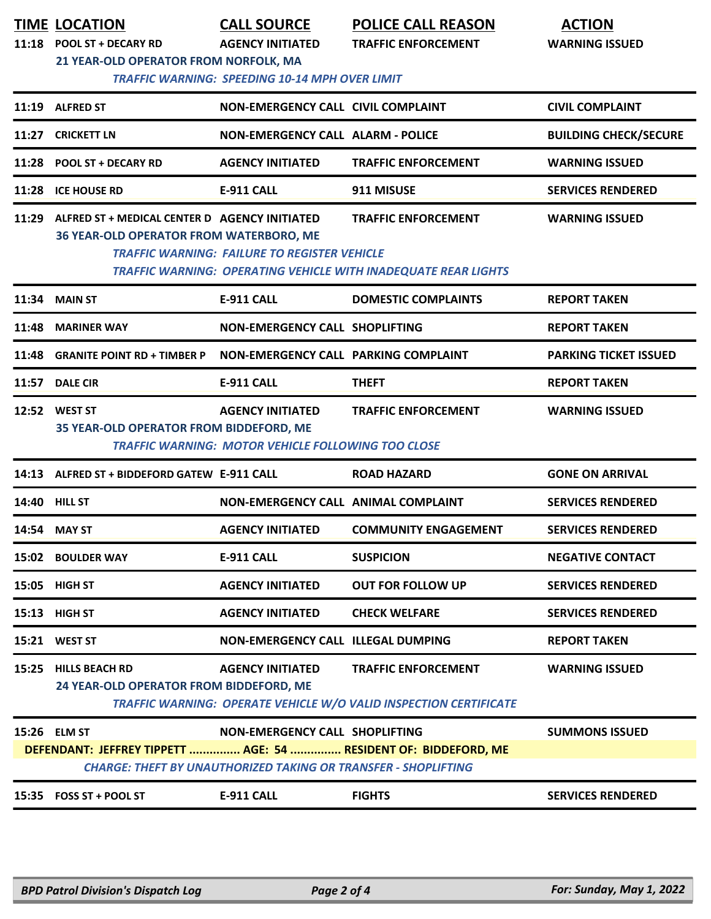| TIME | LOCATION | CALL SOURCE | POLICE CALL REASON | ACTION |
|---|---|---|---|---|
| 11:18 | POOL ST + DECARY RD | AGENCY INITIATED | TRAFFIC ENFORCEMENT | WARNING ISSUED |
| | 21 YEAR-OLD OPERATOR FROM NORFOLK, MA | | | |
| | *TRAFFIC WARNING: SPEEDING 10-14 MPH OVER LIMIT* | | | |
| 11:19 | ALFRED ST | NON-EMERGENCY CALL | CIVIL COMPLAINT | CIVIL COMPLAINT |
| 11:27 | CRICKETT LN | NON-EMERGENCY CALL | ALARM - POLICE | BUILDING CHECK/SECURE |
| 11:28 | POOL ST + DECARY RD | AGENCY INITIATED | TRAFFIC ENFORCEMENT | WARNING ISSUED |
| 11:28 | ICE HOUSE RD | E-911 CALL | 911 MISUSE | SERVICES RENDERED |
| 11:29 | ALFRED ST + MEDICAL CENTER D | AGENCY INITIATED | TRAFFIC ENFORCEMENT | WARNING ISSUED |
| | 36 YEAR-OLD OPERATOR FROM WATERBORO, ME | | | |
| | *TRAFFIC WARNING: FAILURE TO REGISTER VEHICLE* | | | |
| | *TRAFFIC WARNING: OPERATING VEHICLE WITH INADEQUATE REAR LIGHTS* | | | |
| 11:34 | MAIN ST | E-911 CALL | DOMESTIC COMPLAINTS | REPORT TAKEN |
| 11:48 | MARINER WAY | NON-EMERGENCY CALL | SHOPLIFTING | REPORT TAKEN |
| 11:48 | GRANITE POINT RD + TIMBER P | NON-EMERGENCY CALL | PARKING COMPLAINT | PARKING TICKET ISSUED |
| 11:57 | DALE CIR | E-911 CALL | THEFT | REPORT TAKEN |
| 12:52 | WEST ST | AGENCY INITIATED | TRAFFIC ENFORCEMENT | WARNING ISSUED |
| | 35 YEAR-OLD OPERATOR FROM BIDDEFORD, ME | | | |
| | *TRAFFIC WARNING: MOTOR VEHICLE FOLLOWING TOO CLOSE* | | | |
| 14:13 | ALFRED ST + BIDDEFORD GATEW | E-911 CALL | ROAD HAZARD | GONE ON ARRIVAL |
| 14:40 | HILL ST | NON-EMERGENCY CALL | ANIMAL COMPLAINT | SERVICES RENDERED |
| 14:54 | MAY ST | AGENCY INITIATED | COMMUNITY ENGAGEMENT | SERVICES RENDERED |
| 15:02 | BOULDER WAY | E-911 CALL | SUSPICION | NEGATIVE CONTACT |
| 15:05 | HIGH ST | AGENCY INITIATED | OUT FOR FOLLOW UP | SERVICES RENDERED |
| 15:13 | HIGH ST | AGENCY INITIATED | CHECK WELFARE | SERVICES RENDERED |
| 15:21 | WEST ST | NON-EMERGENCY CALL | ILLEGAL DUMPING | REPORT TAKEN |
| 15:25 | HILLS BEACH RD | AGENCY INITIATED | TRAFFIC ENFORCEMENT | WARNING ISSUED |
| | 24 YEAR-OLD OPERATOR FROM BIDDEFORD, ME | | | |
| | *TRAFFIC WARNING: OPERATE VEHICLE W/O VALID INSPECTION CERTIFICATE* | | | |
| 15:26 | ELM ST | NON-EMERGENCY CALL | SHOPLIFTING | SUMMONS ISSUED |
| | DEFENDANT: JEFFREY TIPPETT ............... AGE: 54 ............... RESIDENT OF: BIDDEFORD, ME | | | |
| | *CHARGE: THEFT BY UNAUTHORIZED TAKING OR TRANSFER - SHOPLIFTING* | | | |
| 15:35 | FOSS ST + POOL ST | E-911 CALL | FIGHTS | SERVICES RENDERED |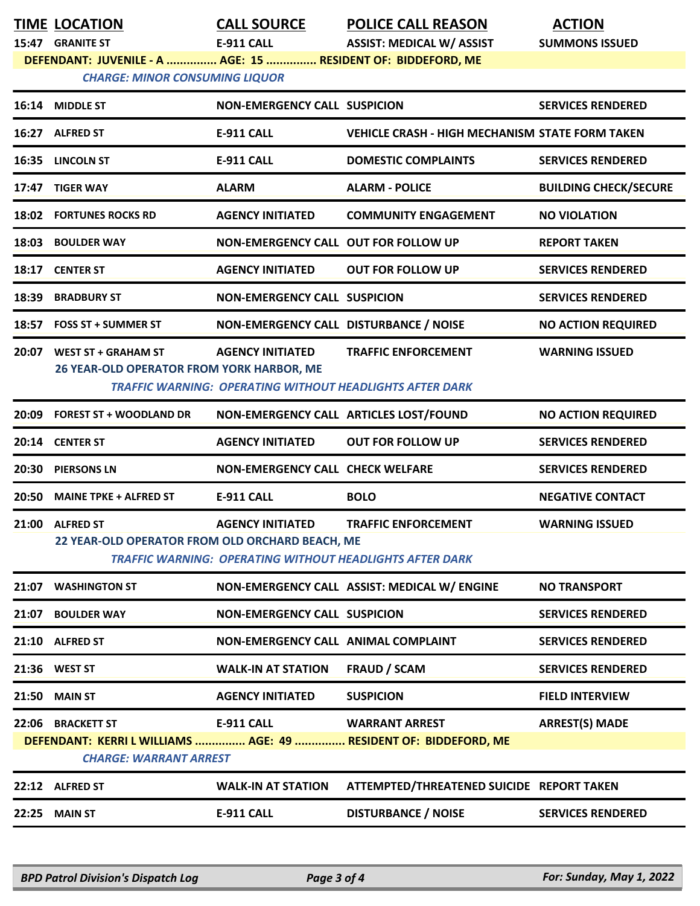| TIME | LOCATION | CALL SOURCE | POLICE CALL REASON | ACTION |
|---|---|---|---|---|
| 15:47 | GRANITE ST | E-911 CALL | ASSIST: MEDICAL W/ ASSIST | SUMMONS ISSUED |
| | DEFENDANT: JUVENILE - A ............... AGE: 15 ............... RESIDENT OF: BIDDEFORD, ME | | | |
| | *CHARGE: MINOR CONSUMING LIQUOR* | | | |
| 16:14 | MIDDLE ST | NON-EMERGENCY CALL | SUSPICION | SERVICES RENDERED |
| 16:27 | ALFRED ST | E-911 CALL | VEHICLE CRASH - HIGH MECHANISM | STATE FORM TAKEN |
| 16:35 | LINCOLN ST | E-911 CALL | DOMESTIC COMPLAINTS | SERVICES RENDERED |
| 17:47 | TIGER WAY | ALARM | ALARM - POLICE | BUILDING CHECK/SECURE |
| 18:02 | FORTUNES ROCKS RD | AGENCY INITIATED | COMMUNITY ENGAGEMENT | NO VIOLATION |
| 18:03 | BOULDER WAY | NON-EMERGENCY CALL | OUT FOR FOLLOW UP | REPORT TAKEN |
| 18:17 | CENTER ST | AGENCY INITIATED | OUT FOR FOLLOW UP | SERVICES RENDERED |
| 18:39 | BRADBURY ST | NON-EMERGENCY CALL | SUSPICION | SERVICES RENDERED |
| 18:57 | FOSS ST + SUMMER ST | NON-EMERGENCY CALL | DISTURBANCE / NOISE | NO ACTION REQUIRED |
| 20:07 | WEST ST + GRAHAM ST | AGENCY INITIATED | TRAFFIC ENFORCEMENT | WARNING ISSUED |
| | 26 YEAR-OLD OPERATOR FROM YORK HARBOR, ME | | | |
| | | *TRAFFIC WARNING: OPERATING WITHOUT HEADLIGHTS AFTER DARK* | | |
| 20:09 | FOREST ST + WOODLAND DR | NON-EMERGENCY CALL | ARTICLES LOST/FOUND | NO ACTION REQUIRED |
| 20:14 | CENTER ST | AGENCY INITIATED | OUT FOR FOLLOW UP | SERVICES RENDERED |
| 20:30 | PIERSONS LN | NON-EMERGENCY CALL | CHECK WELFARE | SERVICES RENDERED |
| 20:50 | MAINE TPKE + ALFRED ST | E-911 CALL | BOLO | NEGATIVE CONTACT |
| 21:00 | ALFRED ST | AGENCY INITIATED | TRAFFIC ENFORCEMENT | WARNING ISSUED |
| | 22 YEAR-OLD OPERATOR FROM OLD ORCHARD BEACH, ME | | | |
| | | *TRAFFIC WARNING: OPERATING WITHOUT HEADLIGHTS AFTER DARK* | | |
| 21:07 | WASHINGTON ST | NON-EMERGENCY CALL | ASSIST: MEDICAL W/ ENGINE | NO TRANSPORT |
| 21:07 | BOULDER WAY | NON-EMERGENCY CALL | SUSPICION | SERVICES RENDERED |
| 21:10 | ALFRED ST | NON-EMERGENCY CALL | ANIMAL COMPLAINT | SERVICES RENDERED |
| 21:36 | WEST ST | WALK-IN AT STATION | FRAUD / SCAM | SERVICES RENDERED |
| 21:50 | MAIN ST | AGENCY INITIATED | SUSPICION | FIELD INTERVIEW |
| 22:06 | BRACKETT ST | E-911 CALL | WARRANT ARREST | ARREST(S) MADE |
| | DEFENDANT: KERRI L WILLIAMS ............... AGE: 49 ............... RESIDENT OF: BIDDEFORD, ME | | | |
| | *CHARGE: WARRANT ARREST* | | | |
| 22:12 | ALFRED ST | WALK-IN AT STATION | ATTEMPTED/THREATENED SUICIDE | REPORT TAKEN |
| 22:25 | MAIN ST | E-911 CALL | DISTURBANCE / NOISE | SERVICES RENDERED |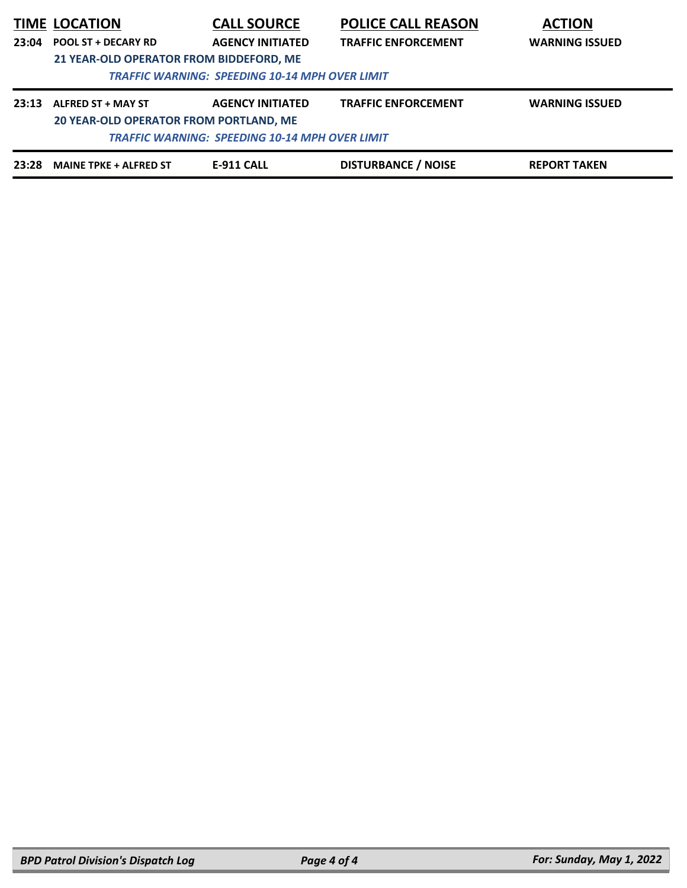| TIME | LOCATION | CALL SOURCE | POLICE CALL REASON | ACTION |
|---|---|---|---|---|
| 23:04 | POOL ST + DECARY RD | AGENCY INITIATED | TRAFFIC ENFORCEMENT | WARNING ISSUED |
| | 21 YEAR-OLD OPERATOR FROM BIDDEFORD, ME | | | |
| | | *TRAFFIC WARNING: SPEEDING 10-14 MPH OVER LIMIT* | | |
| 23:13 | ALFRED ST + MAY ST | AGENCY INITIATED | TRAFFIC ENFORCEMENT | WARNING ISSUED |
| | 20 YEAR-OLD OPERATOR FROM PORTLAND, ME | | | |
| | | *TRAFFIC WARNING: SPEEDING 10-14 MPH OVER LIMIT* | | |
| 23:28 | MAINE TPKE + ALFRED ST | E-911 CALL | DISTURBANCE / NOISE | REPORT TAKEN |

*BPD Patrol Division's Dispatch Log* — *For: Sunday, May 1, 2022*